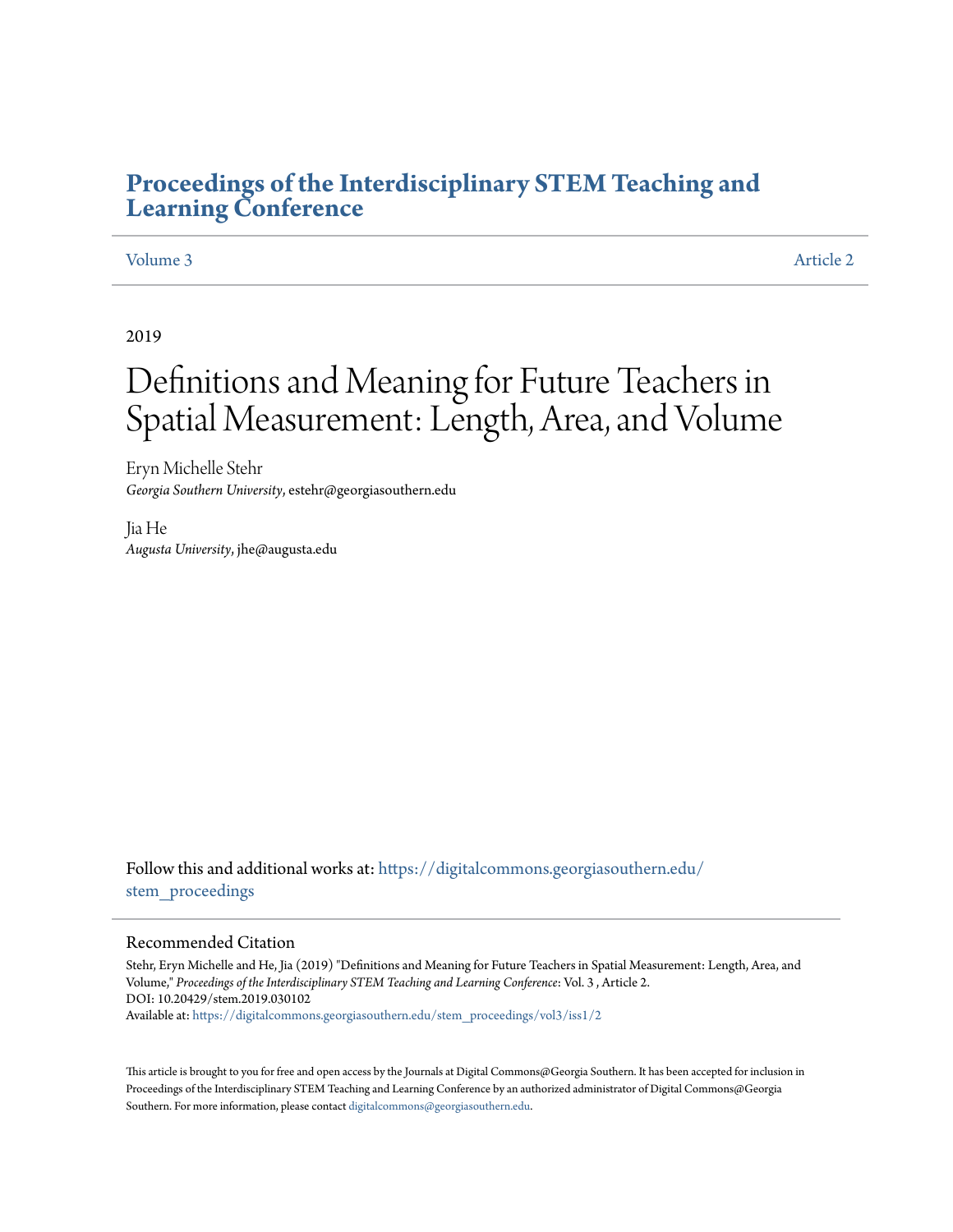# Proceedings of the Interdisciplinary STEM Teaching and Learning Conference

Volume 3 | Article 2

2019

# Definitions and Meaning for Future Teachers in Spatial Measurement: Length, Area, and Volume

Eryn Michelle Stehr
*Georgia Southern University*, estehr@georgiasouthern.edu

Jia He
*Augusta University*, jhe@augusta.edu

Follow this and additional works at: https://digitalcommons.georgiasouthern.edu/stem_proceedings

## Recommended Citation

Stehr, Eryn Michelle and He, Jia (2019) "Definitions and Meaning for Future Teachers in Spatial Measurement: Length, Area, and Volume," *Proceedings of the Interdisciplinary STEM Teaching and Learning Conference*: Vol. 3 , Article 2.
DOI: 10.20429/stem.2019.030102
Available at: https://digitalcommons.georgiasouthern.edu/stem_proceedings/vol3/iss1/2

This article is brought to you for free and open access by the Journals at Digital Commons@Georgia Southern. It has been accepted for inclusion in Proceedings of the Interdisciplinary STEM Teaching and Learning Conference by an authorized administrator of Digital Commons@Georgia Southern. For more information, please contact digitalcommons@georgiasouthern.edu.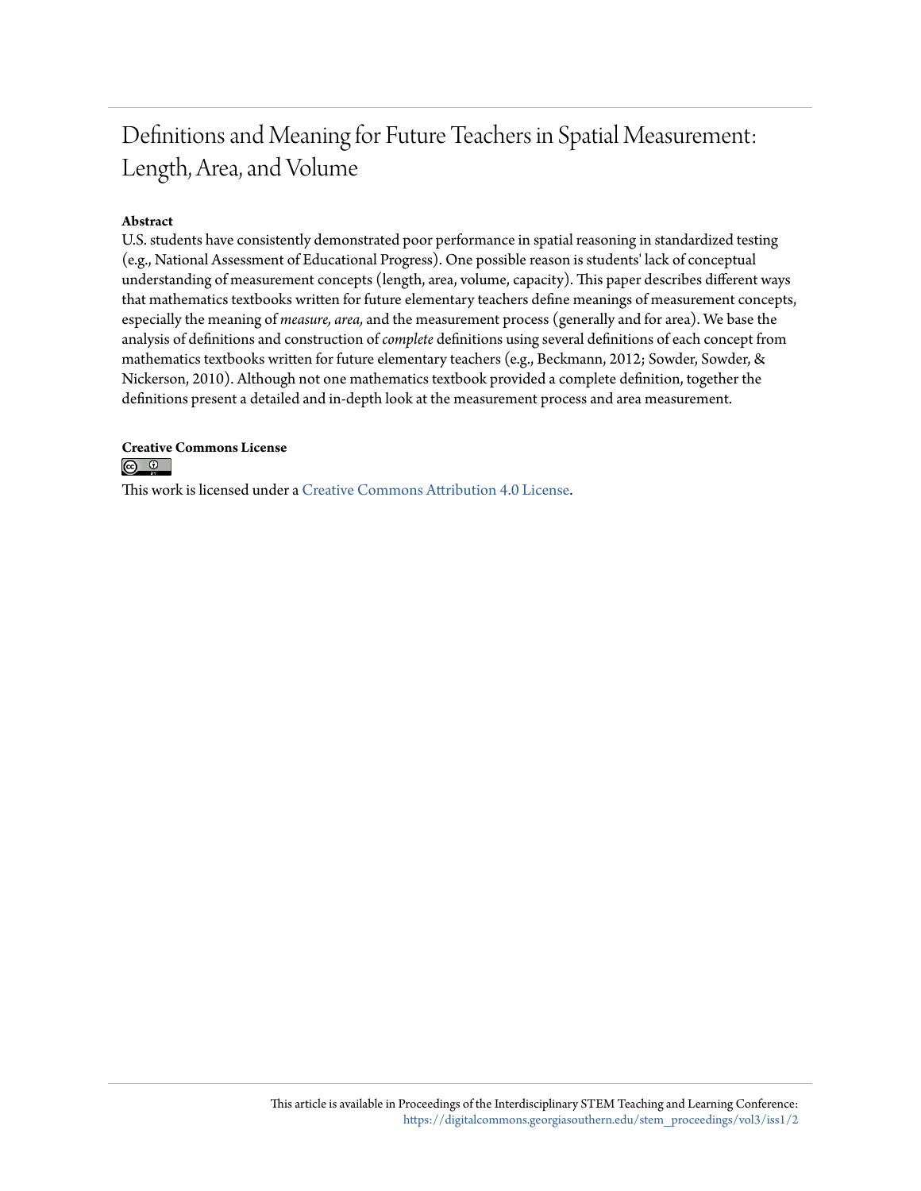# Definitions and Meaning for Future Teachers in Spatial Measurement: Length, Area, and Volume

**Abstract**

U.S. students have consistently demonstrated poor performance in spatial reasoning in standardized testing (e.g., National Assessment of Educational Progress). One possible reason is students' lack of conceptual understanding of measurement concepts (length, area, volume, capacity). This paper describes different ways that mathematics textbooks written for future elementary teachers define meanings of measurement concepts, especially the meaning of *measure, area,* and the measurement process (generally and for area). We base the analysis of definitions and construction of *complete* definitions using several definitions of each concept from mathematics textbooks written for future elementary teachers (e.g., Beckmann, 2012; Sowder, Sowder, & Nickerson, 2010). Although not one mathematics textbook provided a complete definition, together the definitions present a detailed and in-depth look at the measurement process and area measurement.

**Creative Commons License**

This work is licensed under a Creative Commons Attribution 4.0 License.

This article is available in Proceedings of the Interdisciplinary STEM Teaching and Learning Conference: https://digitalcommons.georgiasouthern.edu/stem_proceedings/vol3/iss1/2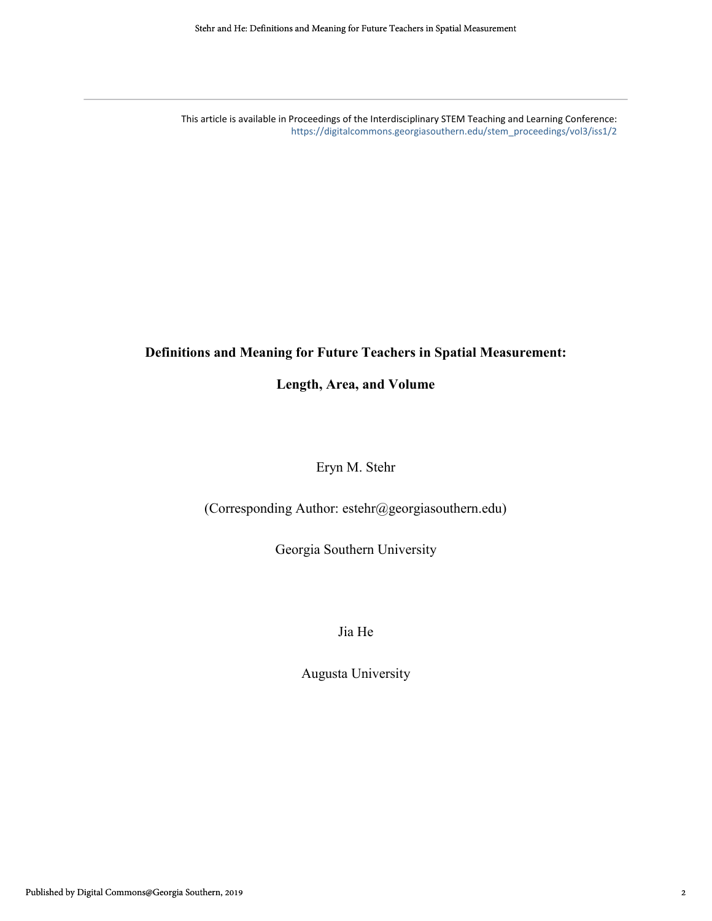This article is available in Proceedings of the Interdisciplinary STEM Teaching and Learning Conference: https://digitalcommons.georgiasouthern.edu/stem_proceedings/vol3/iss1/2

# Definitions and Meaning for Future Teachers in Spatial Measurement:

# Length, Area, and Volume

Eryn M. Stehr

(Corresponding Author: estehr@georgiasouthern.edu)

Georgia Southern University

Jia He

Augusta University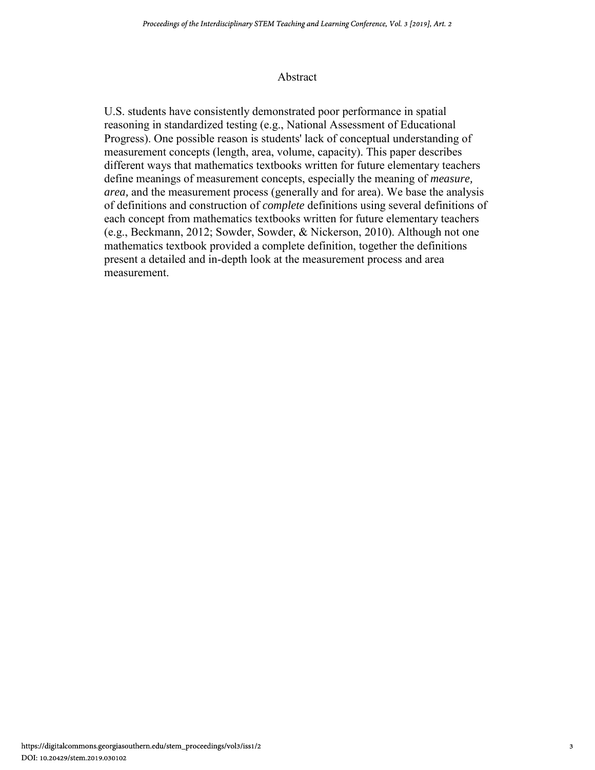## Abstract

U.S. students have consistently demonstrated poor performance in spatial reasoning in standardized testing (e.g., National Assessment of Educational Progress). One possible reason is students' lack of conceptual understanding of measurement concepts (length, area, volume, capacity). This paper describes different ways that mathematics textbooks written for future elementary teachers define meanings of measurement concepts, especially the meaning of *measure, area,* and the measurement process (generally and for area). We base the analysis of definitions and construction of *complete* definitions using several definitions of each concept from mathematics textbooks written for future elementary teachers (e.g., Beckmann, 2012; Sowder, Sowder, & Nickerson, 2010). Although not one mathematics textbook provided a complete definition, together the definitions present a detailed and in-depth look at the measurement process and area measurement.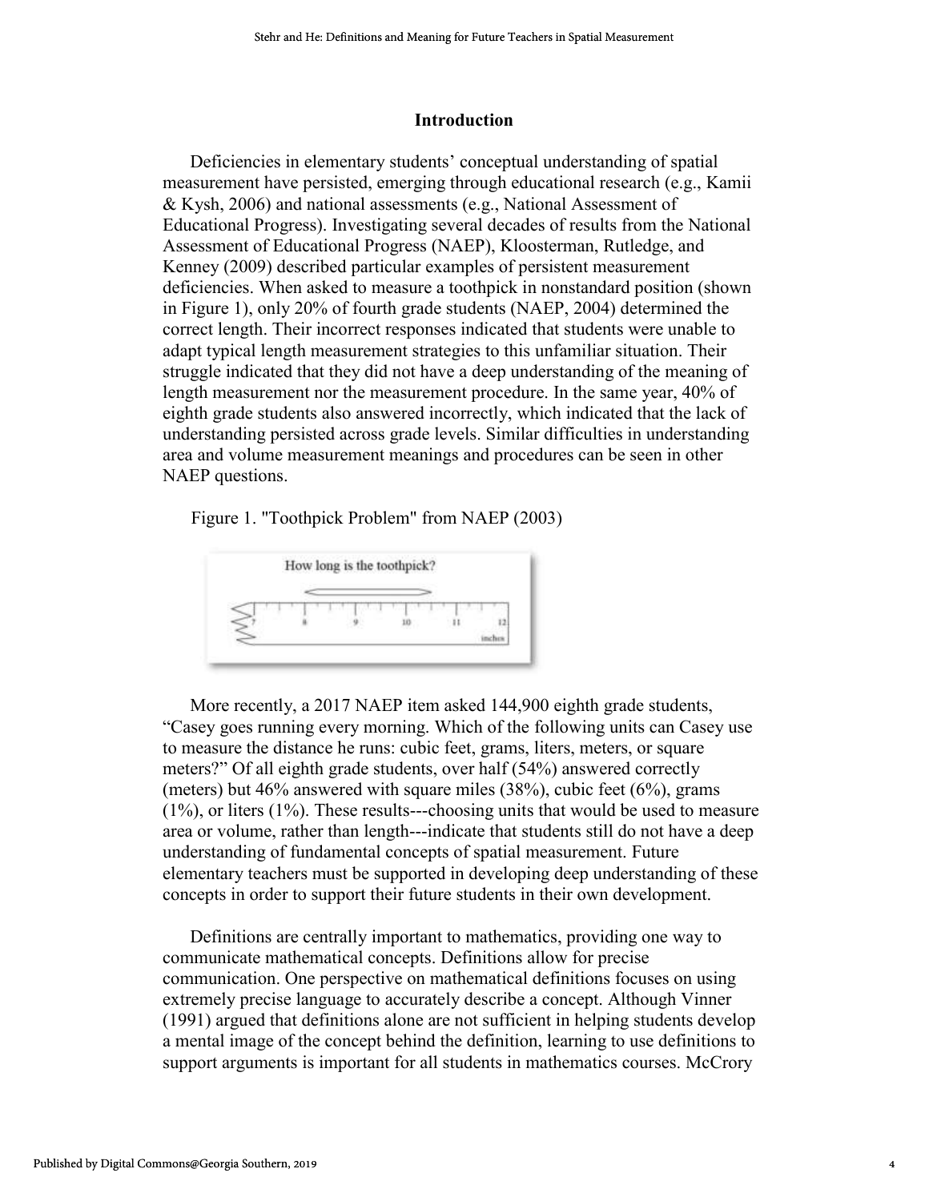## Introduction

Deficiencies in elementary students' conceptual understanding of spatial measurement have persisted, emerging through educational research (e.g., Kamii & Kysh, 2006) and national assessments (e.g., National Assessment of Educational Progress). Investigating several decades of results from the National Assessment of Educational Progress (NAEP), Kloosterman, Rutledge, and Kenney (2009) described particular examples of persistent measurement deficiencies. When asked to measure a toothpick in nonstandard position (shown in Figure 1), only 20% of fourth grade students (NAEP, 2004) determined the correct length. Their incorrect responses indicated that students were unable to adapt typical length measurement strategies to this unfamiliar situation. Their struggle indicated that they did not have a deep understanding of the meaning of length measurement nor the measurement procedure. In the same year, 40% of eighth grade students also answered incorrectly, which indicated that the lack of understanding persisted across grade levels. Similar difficulties in understanding area and volume measurement meanings and procedures can be seen in other NAEP questions.

Figure 1. "Toothpick Problem" from NAEP (2003)

More recently, a 2017 NAEP item asked 144,900 eighth grade students, "Casey goes running every morning. Which of the following units can Casey use to measure the distance he runs: cubic feet, grams, liters, meters, or square meters?" Of all eighth grade students, over half (54%) answered correctly (meters) but 46% answered with square miles (38%), cubic feet (6%), grams (1%), or liters (1%). These results---choosing units that would be used to measure area or volume, rather than length---indicate that students still do not have a deep understanding of fundamental concepts of spatial measurement. Future elementary teachers must be supported in developing deep understanding of these concepts in order to support their future students in their own development.

Definitions are centrally important to mathematics, providing one way to communicate mathematical concepts. Definitions allow for precise communication. One perspective on mathematical definitions focuses on using extremely precise language to accurately describe a concept. Although Vinner (1991) argued that definitions alone are not sufficient in helping students develop a mental image of the concept behind the definition, learning to use definitions to support arguments is important for all students in mathematics courses. McCrory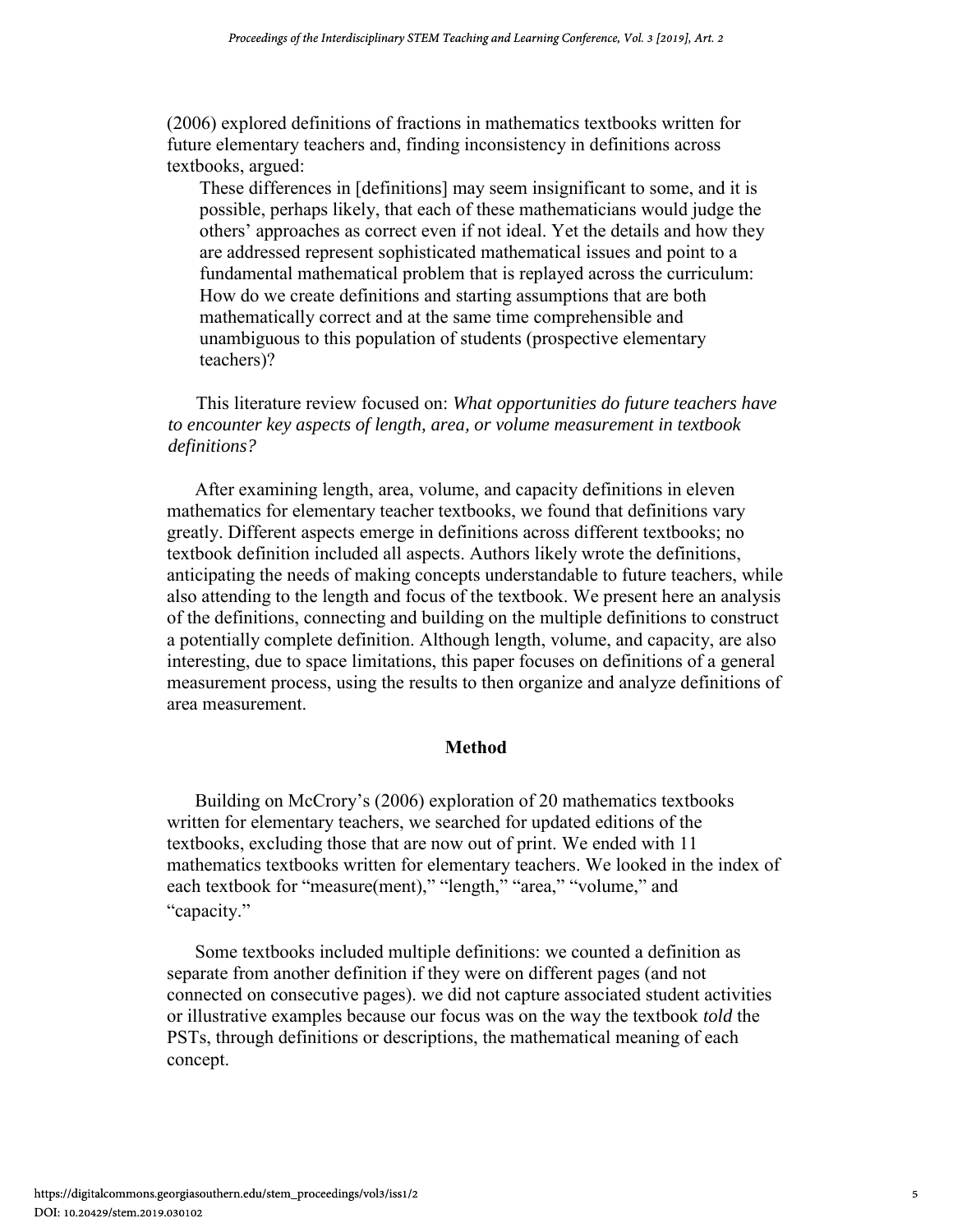(2006) explored definitions of fractions in mathematics textbooks written for future elementary teachers and, finding inconsistency in definitions across textbooks, argued:

> These differences in [definitions] may seem insignificant to some, and it is possible, perhaps likely, that each of these mathematicians would judge the others' approaches as correct even if not ideal. Yet the details and how they are addressed represent sophisticated mathematical issues and point to a fundamental mathematical problem that is replayed across the curriculum: How do we create definitions and starting assumptions that are both mathematically correct and at the same time comprehensible and unambiguous to this population of students (prospective elementary teachers)?

This literature review focused on: *What opportunities do future teachers have to encounter key aspects of length, area, or volume measurement in textbook definitions?*

After examining length, area, volume, and capacity definitions in eleven mathematics for elementary teacher textbooks, we found that definitions vary greatly. Different aspects emerge in definitions across different textbooks; no textbook definition included all aspects. Authors likely wrote the definitions, anticipating the needs of making concepts understandable to future teachers, while also attending to the length and focus of the textbook. We present here an analysis of the definitions, connecting and building on the multiple definitions to construct a potentially complete definition. Although length, volume, and capacity, are also interesting, due to space limitations, this paper focuses on definitions of a general measurement process, using the results to then organize and analyze definitions of area measurement.

## Method

Building on McCrory's (2006) exploration of 20 mathematics textbooks written for elementary teachers, we searched for updated editions of the textbooks, excluding those that are now out of print. We ended with 11 mathematics textbooks written for elementary teachers. We looked in the index of each textbook for "measure(ment)," "length," "area," "volume," and "capacity."

Some textbooks included multiple definitions: we counted a definition as separate from another definition if they were on different pages (and not connected on consecutive pages). we did not capture associated student activities or illustrative examples because our focus was on the way the textbook *told* the PSTs, through definitions or descriptions, the mathematical meaning of each concept.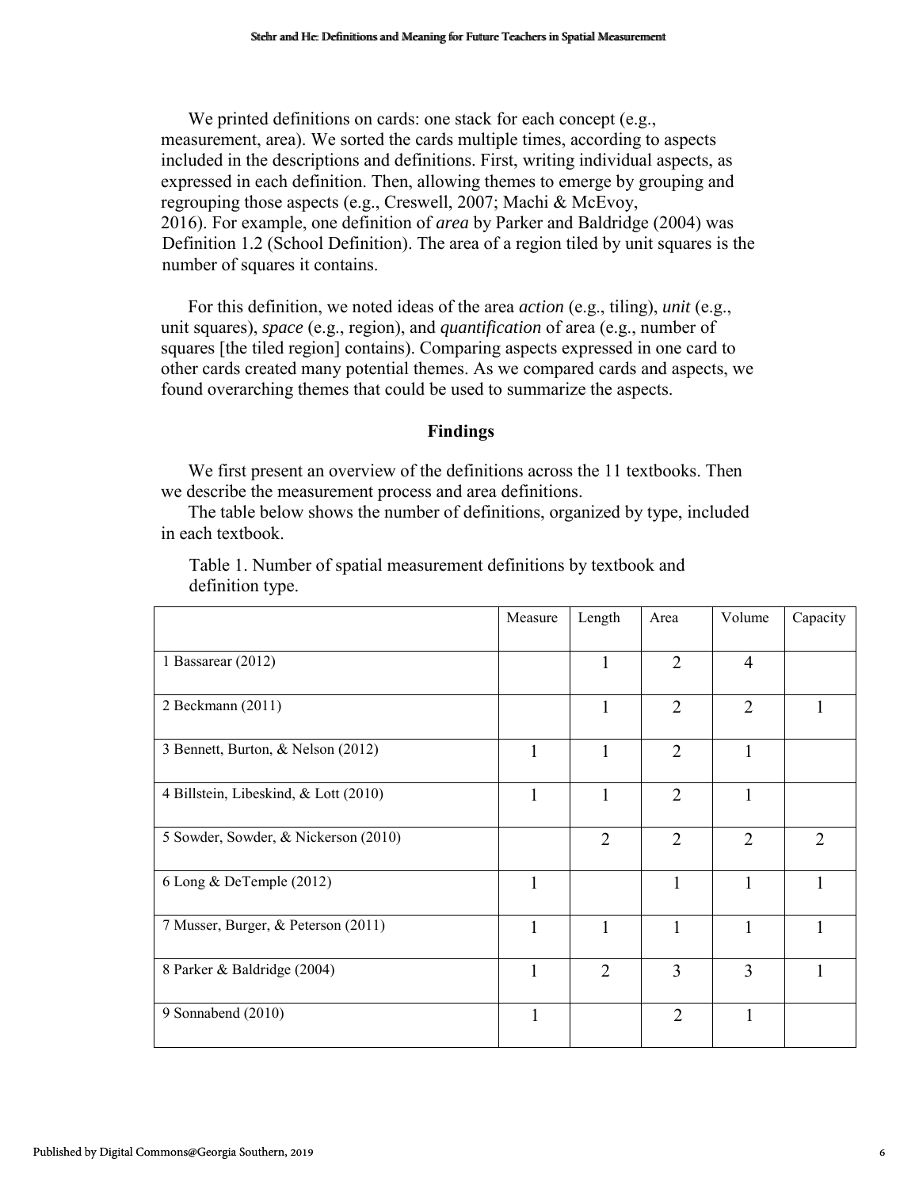We printed definitions on cards: one stack for each concept (e.g., measurement, area). We sorted the cards multiple times, according to aspects included in the descriptions and definitions. First, writing individual aspects, as expressed in each definition. Then, allowing themes to emerge by grouping and regrouping those aspects (e.g., Creswell, 2007; Machi & McEvoy, 2016). For example, one definition of *area* by Parker and Baldridge (2004) was

Definition 1.2 (School Definition). The area of a region tiled by unit squares is the number of squares it contains.

For this definition, we noted ideas of the area *action* (e.g., tiling), *unit* (e.g., unit squares), *space* (e.g., region), and *quantification* of area (e.g., number of squares [the tiled region] contains). Comparing aspects expressed in one card to other cards created many potential themes. As we compared cards and aspects, we found overarching themes that could be used to summarize the aspects.

## Findings

We first present an overview of the definitions across the 11 textbooks. Then we describe the measurement process and area definitions.

The table below shows the number of definitions, organized by type, included in each textbook.

Table 1. Number of spatial measurement definitions by textbook and definition type.

| | Measure | Length | Area | Volume | Capacity |
|---|---|---|---|---|---|
| 1 Bassarear (2012) | | 1 | 2 | 4 | |
| 2 Beckmann (2011) | | 1 | 2 | 2 | 1 |
| 3 Bennett, Burton, & Nelson (2012) | 1 | 1 | 2 | 1 | |
| 4 Billstein, Libeskind, & Lott (2010) | 1 | 1 | 2 | 1 | |
| 5 Sowder, Sowder, & Nickerson (2010) | | 2 | 2 | 2 | 2 |
| 6 Long & DeTemple (2012) | 1 | | 1 | 1 | 1 |
| 7 Musser, Burger, & Peterson (2011) | 1 | 1 | 1 | 1 | 1 |
| 8 Parker & Baldridge (2004) | 1 | 2 | 3 | 3 | 1 |
| 9 Sonnabend (2010) | 1 | | 2 | 1 | |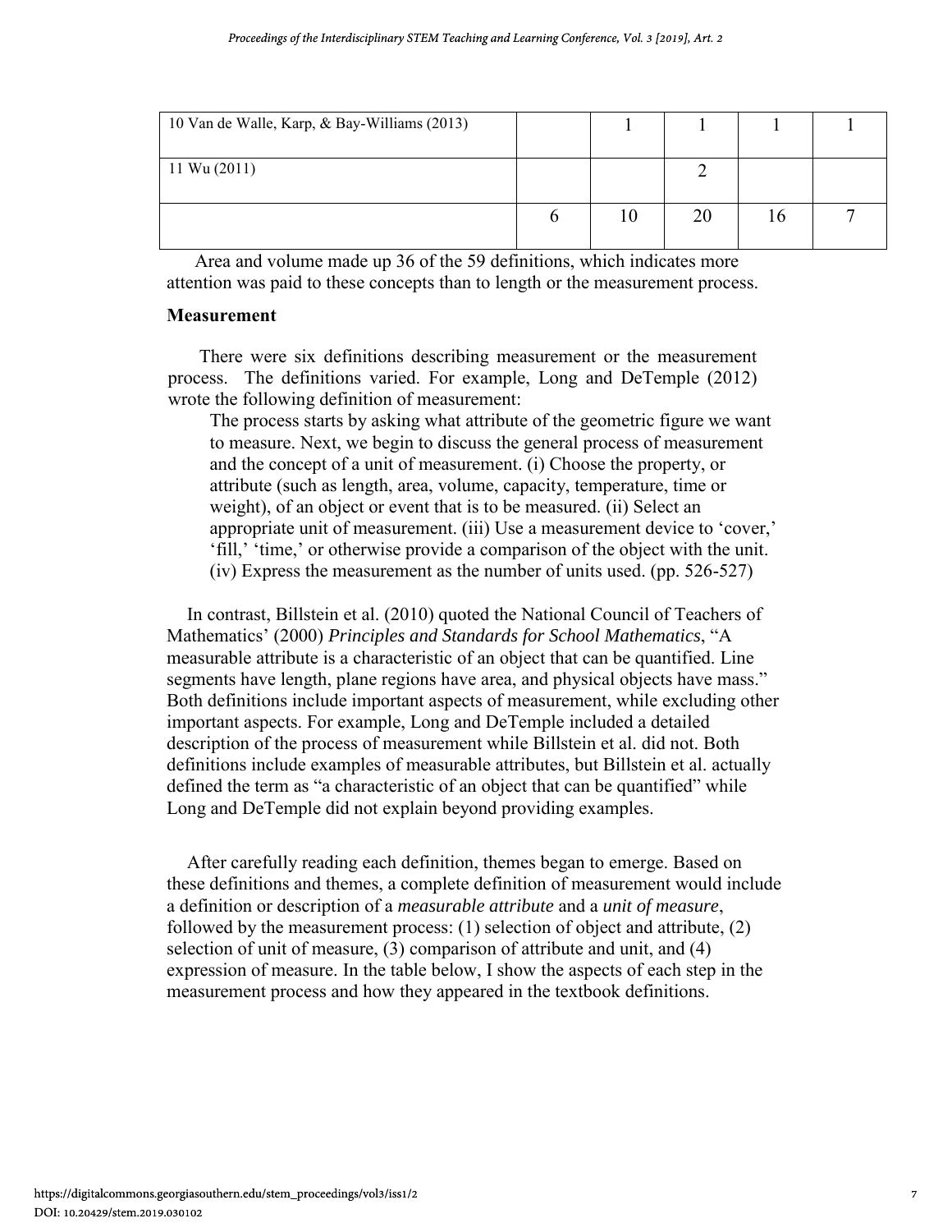| | | | | | |
|---|---|---|---|---|---|
| 10 Van de Walle, Karp, & Bay-Williams (2013) | | 1 | 1 | 1 | 1 |
| 11 Wu (2011) | | | 2 | | |
| | 6 | 10 | 20 | 16 | 7 |

Area and volume made up 36 of the 59 definitions, which indicates more attention was paid to these concepts than to length or the measurement process.

**Measurement**

There were six definitions describing measurement or the measurement process. The definitions varied. For example, Long and DeTemple (2012) wrote the following definition of measurement:

> The process starts by asking what attribute of the geometric figure we want to measure. Next, we begin to discuss the general process of measurement and the concept of a unit of measurement. (i) Choose the property, or attribute (such as length, area, volume, capacity, temperature, time or weight), of an object or event that is to be measured. (ii) Select an appropriate unit of measurement. (iii) Use a measurement device to 'cover,' 'fill,' 'time,' or otherwise provide a comparison of the object with the unit. (iv) Express the measurement as the number of units used. (pp. 526-527)

In contrast, Billstein et al. (2010) quoted the National Council of Teachers of Mathematics' (2000) *Principles and Standards for School Mathematics*, "A measurable attribute is a characteristic of an object that can be quantified. Line segments have length, plane regions have area, and physical objects have mass." Both definitions include important aspects of measurement, while excluding other important aspects. For example, Long and DeTemple included a detailed description of the process of measurement while Billstein et al. did not. Both definitions include examples of measurable attributes, but Billstein et al. actually defined the term as "a characteristic of an object that can be quantified" while Long and DeTemple did not explain beyond providing examples.

After carefully reading each definition, themes began to emerge. Based on these definitions and themes, a complete definition of measurement would include a definition or description of a *measurable attribute* and a *unit of measure*, followed by the measurement process: (1) selection of object and attribute, (2) selection of unit of measure, (3) comparison of attribute and unit, and (4) expression of measure. In the table below, I show the aspects of each step in the measurement process and how they appeared in the textbook definitions.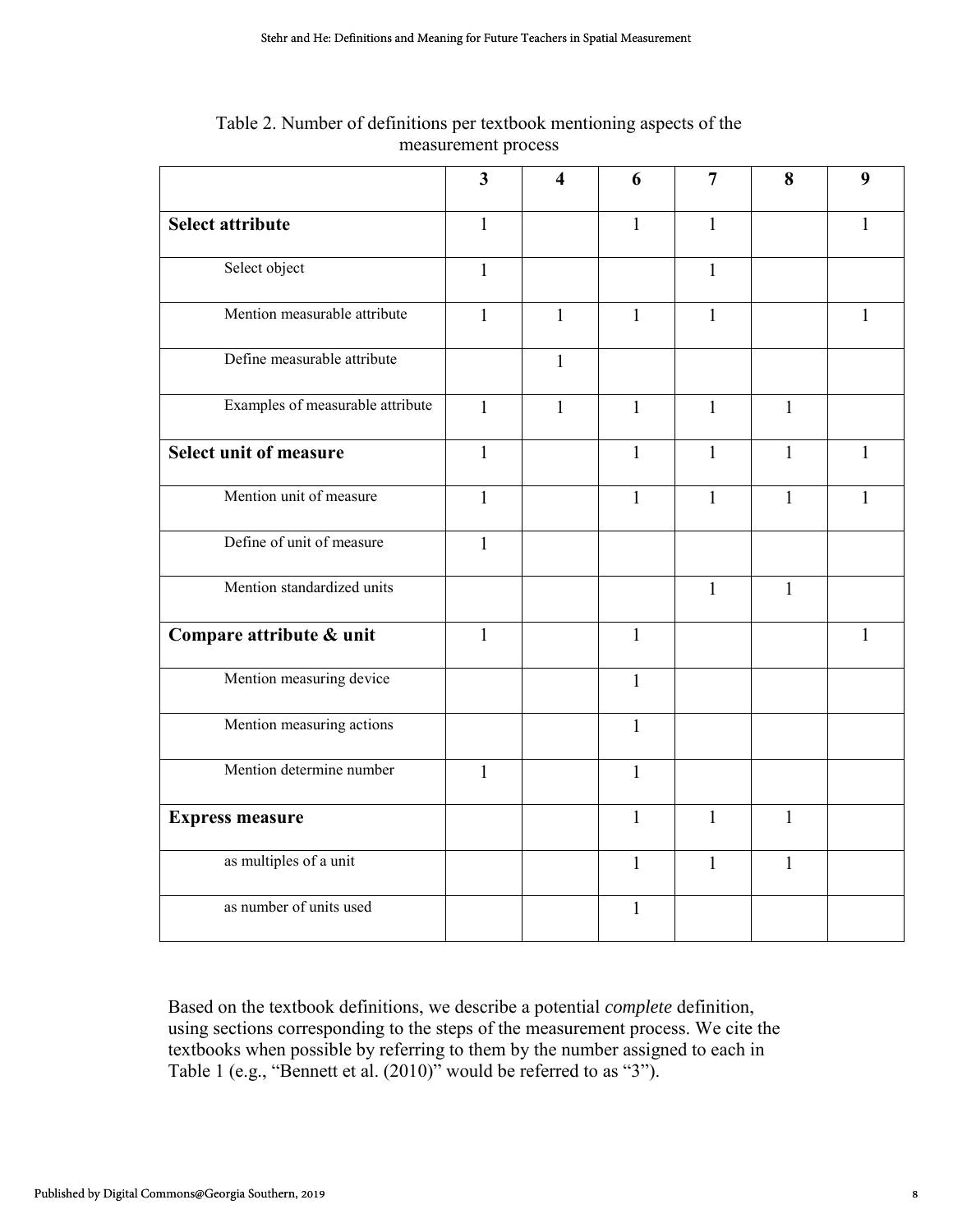Table 2. Number of definitions per textbook mentioning aspects of the measurement process

| | 3 | 4 | 6 | 7 | 8 | 9 |
|---|---|---|---|---|---|---|
| **Select attribute** | 1 | | 1 | 1 | | 1 |
| Select object | 1 | | | 1 | | |
| Mention measurable attribute | 1 | 1 | 1 | 1 | | 1 |
| Define measurable attribute | | 1 | | | | |
| Examples of measurable attribute | 1 | 1 | 1 | 1 | 1 | |
| **Select unit of measure** | 1 | | 1 | 1 | 1 | 1 |
| Mention unit of measure | 1 | | 1 | 1 | 1 | 1 |
| Define of unit of measure | 1 | | | | | |
| Mention standardized units | | | | 1 | 1 | |
| **Compare attribute & unit** | 1 | | 1 | | | 1 |
| Mention measuring device | | | 1 | | | |
| Mention measuring actions | | | 1 | | | |
| Mention determine number | 1 | | 1 | | | |
| **Express measure** | | | 1 | 1 | 1 | |
| as multiples of a unit | | | 1 | 1 | 1 | |
| as number of units used | | | 1 | | | |

Based on the textbook definitions, we describe a potential *complete* definition, using sections corresponding to the steps of the measurement process. We cite the textbooks when possible by referring to them by the number assigned to each in Table 1 (e.g., "Bennett et al. (2010)" would be referred to as "3").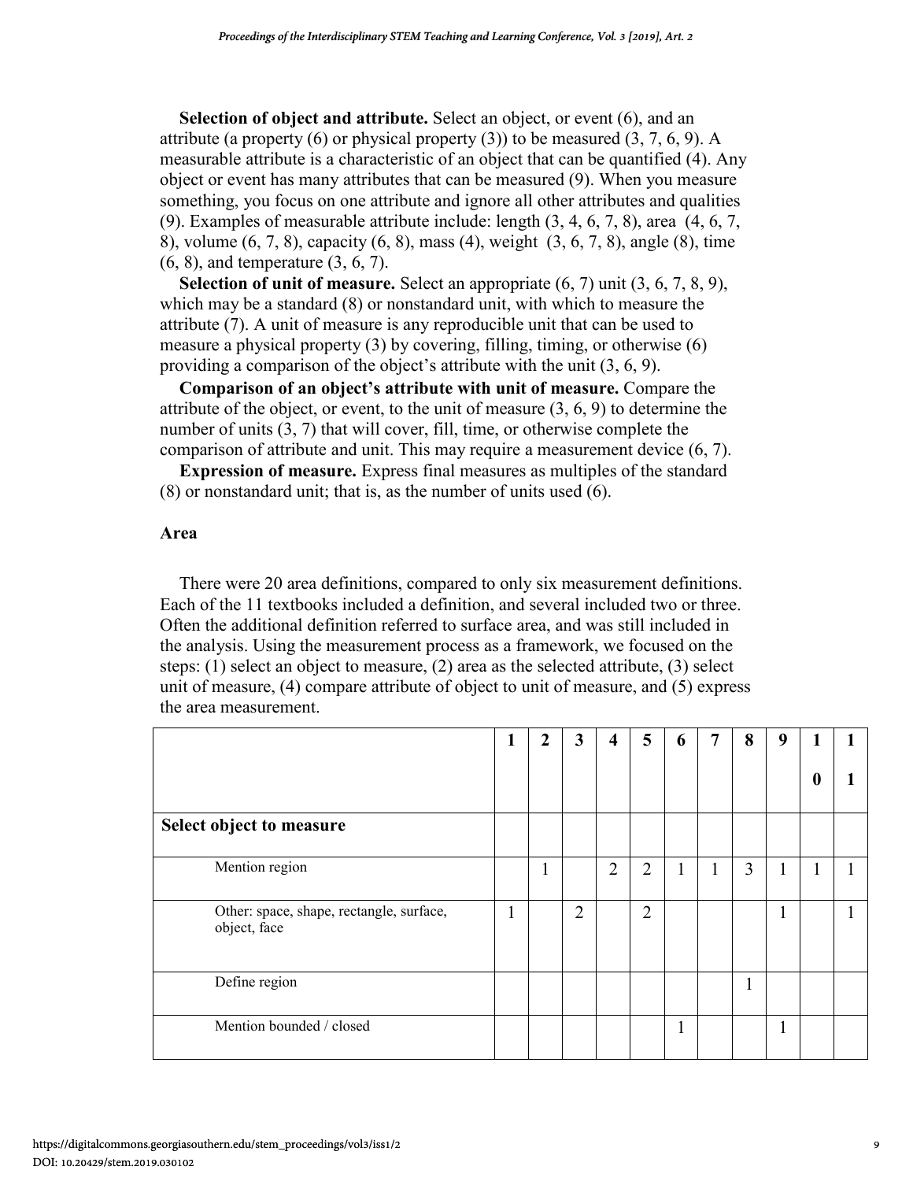**Selection of object and attribute.** Select an object, or event (6), and an attribute (a property (6) or physical property (3)) to be measured (3, 7, 6, 9). A measurable attribute is a characteristic of an object that can be quantified (4). Any object or event has many attributes that can be measured (9). When you measure something, you focus on one attribute and ignore all other attributes and qualities (9). Examples of measurable attribute include: length (3, 4, 6, 7, 8), area (4, 6, 7, 8), volume (6, 7, 8), capacity (6, 8), mass (4), weight (3, 6, 7, 8), angle (8), time (6, 8), and temperature (3, 6, 7).

**Selection of unit of measure.** Select an appropriate (6, 7) unit (3, 6, 7, 8, 9), which may be a standard (8) or nonstandard unit, with which to measure the attribute (7). A unit of measure is any reproducible unit that can be used to measure a physical property (3) by covering, filling, timing, or otherwise (6) providing a comparison of the object's attribute with the unit (3, 6, 9).

**Comparison of an object's attribute with unit of measure.** Compare the attribute of the object, or event, to the unit of measure (3, 6, 9) to determine the number of units (3, 7) that will cover, fill, time, or otherwise complete the comparison of attribute and unit. This may require a measurement device (6, 7).

**Expression of measure.** Express final measures as multiples of the standard (8) or nonstandard unit; that is, as the number of units used (6).

### Area

There were 20 area definitions, compared to only six measurement definitions. Each of the 11 textbooks included a definition, and several included two or three. Often the additional definition referred to surface area, and was still included in the analysis. Using the measurement process as a framework, we focused on the steps: (1) select an object to measure, (2) area as the selected attribute, (3) select unit of measure, (4) compare attribute of object to unit of measure, and (5) express the area measurement.

| | 1 | 2 | 3 | 4 | 5 | 6 | 7 | 8 | 9 | 10 | 11 |
|---|---|---|---|---|---|---|---|---|---|---|---|
| **Select object to measure** | | | | | | | | | | | |
| Mention region | | 1 | | 2 | 2 | 1 | 1 | 3 | 1 | 1 | 1 |
| Other: space, shape, rectangle, surface, object, face | 1 | | 2 | | 2 | | | | 1 | | 1 |
| Define region | | | | | | | | 1 | | | |
| Mention bounded / closed | | | | | | 1 | | | 1 | | |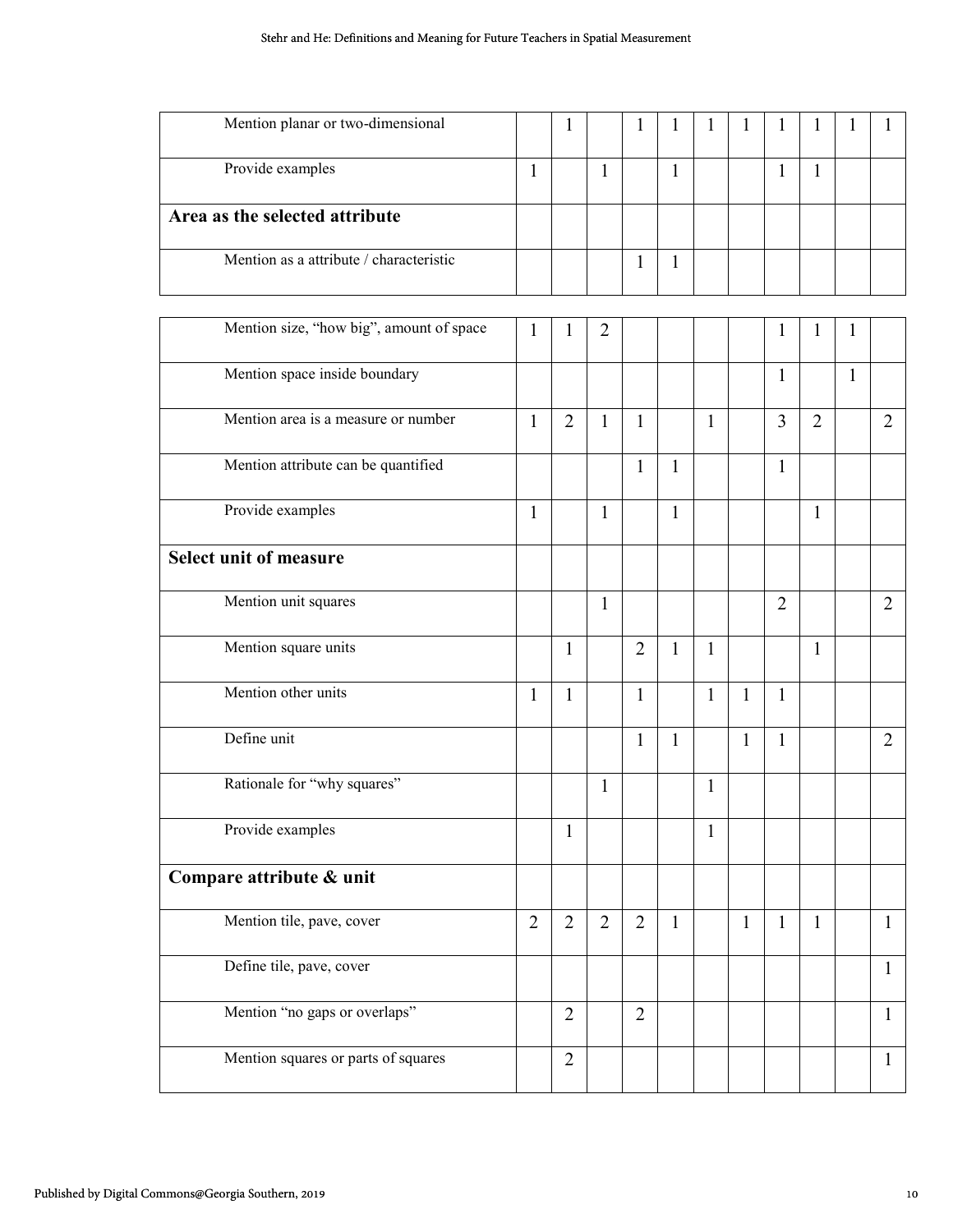| | | | | | | | | | | | |
|---|---|---|---|---|---|---|---|---|---|---|---|
| Mention planar or two-dimensional | | 1 | | 1 | 1 | 1 | 1 | 1 | 1 | 1 | 1 |
| Provide examples | 1 | | 1 | | 1 | | | 1 | 1 | | |
| **Area as the selected attribute** | | | | | | | | | | | |
| Mention as a attribute / characteristic | | | | 1 | 1 | | | | | | |
| Mention size, "how big", amount of space | 1 | 1 | 2 | | | | | 1 | 1 | 1 | |
| Mention space inside boundary | | | | | | | | 1 | | 1 | |
| Mention area is a measure or number | 1 | 2 | 1 | 1 | | 1 | | 3 | 2 | | 2 |
| Mention attribute can be quantified | | | | 1 | 1 | | | 1 | | | |
| Provide examples | 1 | | 1 | | 1 | | | | 1 | | |
| **Select unit of measure** | | | | | | | | | | | |
| Mention unit squares | | | 1 | | | | | 2 | | | 2 |
| Mention square units | | 1 | | 2 | 1 | 1 | | | 1 | | |
| Mention other units | 1 | 1 | | 1 | | 1 | 1 | 1 | | | |
| Define unit | | | | 1 | 1 | | 1 | 1 | | | 2 |
| Rationale for "why squares" | | | 1 | | | 1 | | | | | |
| Provide examples | | 1 | | | | 1 | | | | | |
| **Compare attribute & unit** | | | | | | | | | | | |
| Mention tile, pave, cover | 2 | 2 | 2 | 2 | 1 | | 1 | 1 | 1 | | 1 |
| Define tile, pave, cover | | | | | | | | | | | 1 |
| Mention "no gaps or overlaps" | | 2 | | 2 | | | | | | | 1 |
| Mention squares or parts of squares | | 2 | | | | | | | | | 1 |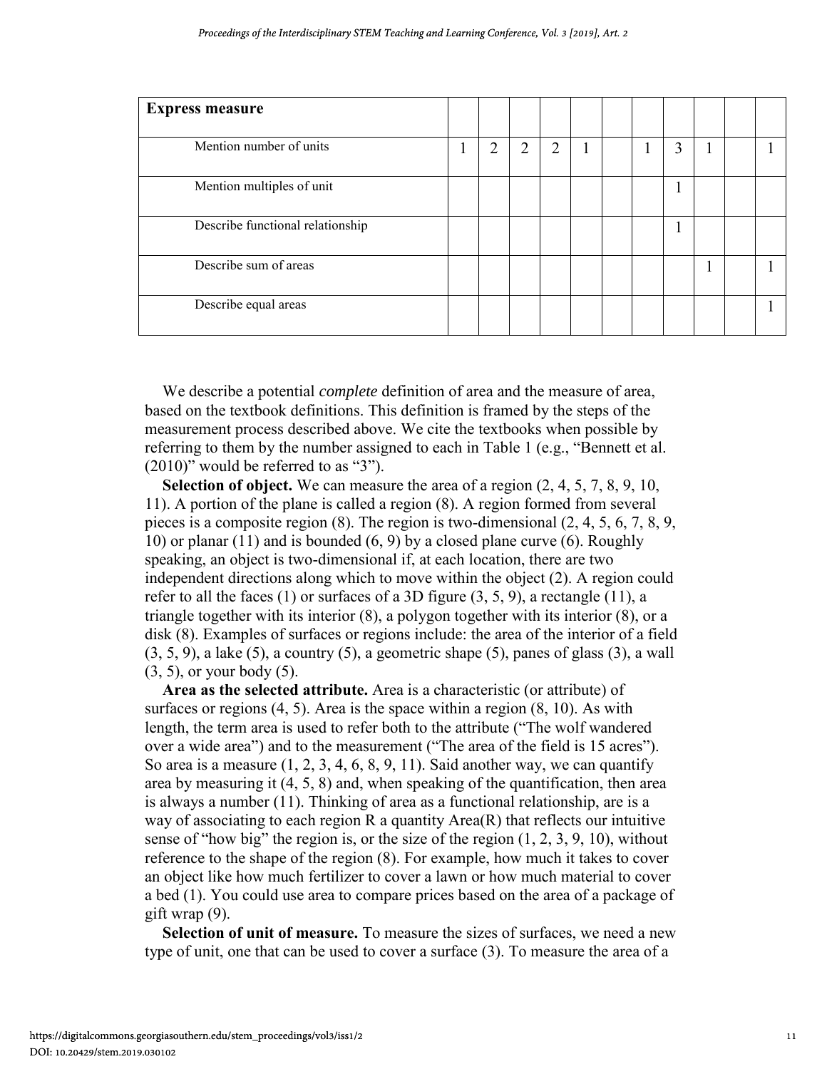| **Express measure** | | | | | | | | | | | |
|---|---|---|---|---|---|---|---|---|---|---|---|
| Mention number of units | 1 | 2 | 2 | 2 | 1 | | 1 | 3 | 1 | | 1 |
| Mention multiples of unit | | | | | | | | 1 | | | |
| Describe functional relationship | | | | | | | | 1 | | | |
| Describe sum of areas | | | | | | | | | 1 | | 1 |
| Describe equal areas | | | | | | | | | | | 1 |

We describe a potential *complete* definition of area and the measure of area, based on the textbook definitions. This definition is framed by the steps of the measurement process described above. We cite the textbooks when possible by referring to them by the number assigned to each in Table 1 (e.g., "Bennett et al. (2010)" would be referred to as "3").

**Selection of object.** We can measure the area of a region (2, 4, 5, 7, 8, 9, 10, 11). A portion of the plane is called a region (8). A region formed from several pieces is a composite region (8). The region is two-dimensional (2, 4, 5, 6, 7, 8, 9, 10) or planar (11) and is bounded (6, 9) by a closed plane curve (6). Roughly speaking, an object is two-dimensional if, at each location, there are two independent directions along which to move within the object (2). A region could refer to all the faces (1) or surfaces of a 3D figure (3, 5, 9), a rectangle (11), a triangle together with its interior (8), a polygon together with its interior (8), or a disk (8). Examples of surfaces or regions include: the area of the interior of a field (3, 5, 9), a lake (5), a country (5), a geometric shape (5), panes of glass (3), a wall (3, 5), or your body (5).

**Area as the selected attribute.** Area is a characteristic (or attribute) of surfaces or regions (4, 5). Area is the space within a region (8, 10). As with length, the term area is used to refer both to the attribute ("The wolf wandered over a wide area") and to the measurement ("The area of the field is 15 acres"). So area is a measure (1, 2, 3, 4, 6, 8, 9, 11). Said another way, we can quantify area by measuring it (4, 5, 8) and, when speaking of the quantification, then area is always a number (11). Thinking of area as a functional relationship, are is a way of associating to each region R a quantity Area(R) that reflects our intuitive sense of "how big" the region is, or the size of the region (1, 2, 3, 9, 10), without reference to the shape of the region (8). For example, how much it takes to cover an object like how much fertilizer to cover a lawn or how much material to cover a bed (1). You could use area to compare prices based on the area of a package of gift wrap (9).

**Selection of unit of measure.** To measure the sizes of surfaces, we need a new type of unit, one that can be used to cover a surface (3). To measure the area of a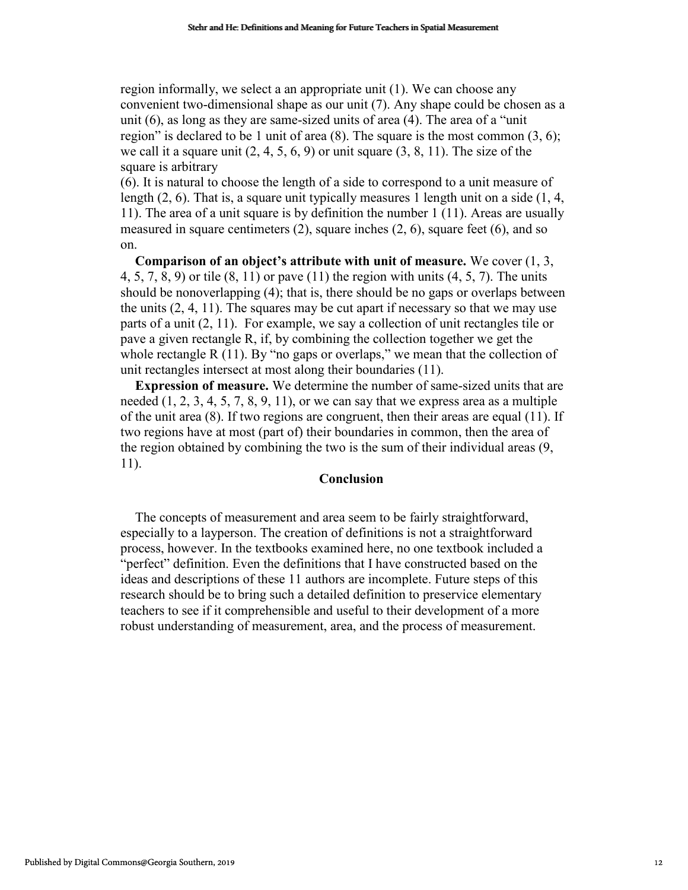region informally, we select a an appropriate unit (1). We can choose any convenient two-dimensional shape as our unit (7). Any shape could be chosen as a unit (6), as long as they are same-sized units of area (4). The area of a "unit region" is declared to be 1 unit of area (8). The square is the most common (3, 6); we call it a square unit (2, 4, 5, 6, 9) or unit square (3, 8, 11). The size of the square is arbitrary (6). It is natural to choose the length of a side to correspond to a unit measure of length (2, 6). That is, a square unit typically measures 1 length unit on a side (1, 4, 11). The area of a unit square is by definition the number 1 (11). Areas are usually measured in square centimeters (2), square inches (2, 6), square feet (6), and so on.

**Comparison of an object's attribute with unit of measure.** We cover (1, 3, 4, 5, 7, 8, 9) or tile (8, 11) or pave (11) the region with units (4, 5, 7). The units should be nonoverlapping (4); that is, there should be no gaps or overlaps between the units (2, 4, 11). The squares may be cut apart if necessary so that we may use parts of a unit (2, 11). For example, we say a collection of unit rectangles tile or pave a given rectangle R, if, by combining the collection together we get the whole rectangle R (11). By "no gaps or overlaps," we mean that the collection of unit rectangles intersect at most along their boundaries (11).

**Expression of measure.** We determine the number of same-sized units that are needed (1, 2, 3, 4, 5, 7, 8, 9, 11), or we can say that we express area as a multiple of the unit area (8). If two regions are congruent, then their areas are equal (11). If two regions have at most (part of) their boundaries in common, then the area of the region obtained by combining the two is the sum of their individual areas (9, 11).

## Conclusion

The concepts of measurement and area seem to be fairly straightforward, especially to a layperson. The creation of definitions is not a straightforward process, however. In the textbooks examined here, no one textbook included a "perfect" definition. Even the definitions that I have constructed based on the ideas and descriptions of these 11 authors are incomplete. Future steps of this research should be to bring such a detailed definition to preservice elementary teachers to see if it comprehensible and useful to their development of a more robust understanding of measurement, area, and the process of measurement.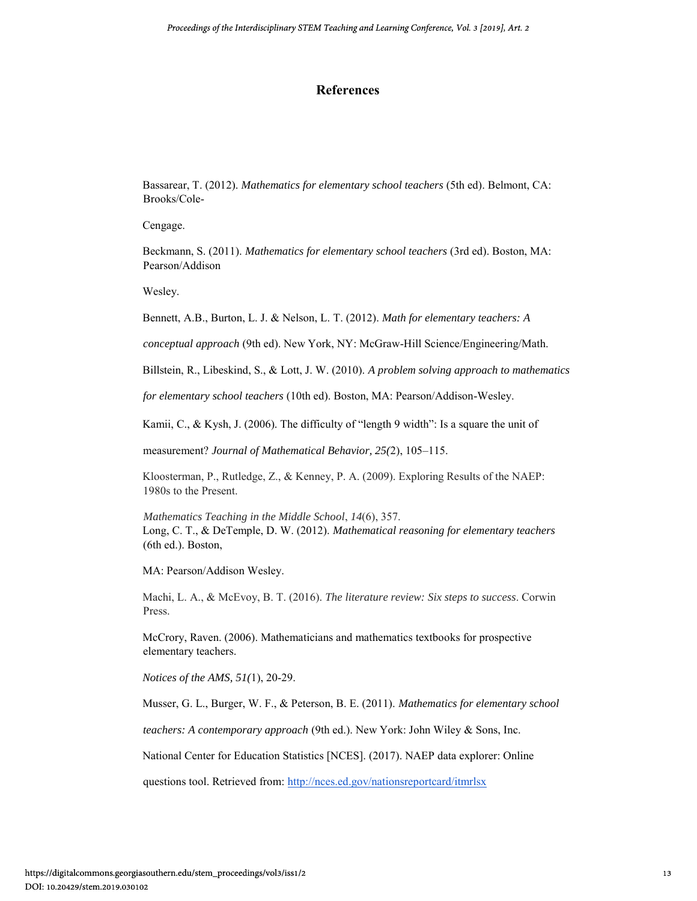# References

Bassarear, T. (2012). *Mathematics for elementary school teachers* (5th ed). Belmont, CA: Brooks/Cole-

Cengage.

Beckmann, S. (2011). *Mathematics for elementary school teachers* (3rd ed). Boston, MA: Pearson/Addison

Wesley.

Bennett, A.B., Burton, L. J. & Nelson, L. T. (2012). *Math for elementary teachers: A*

*conceptual approach* (9th ed). New York, NY: McGraw-Hill Science/Engineering/Math.

Billstein, R., Libeskind, S., & Lott, J. W. (2010). *A problem solving approach to mathematics*

*for elementary school teachers* (10th ed). Boston, MA: Pearson/Addison-Wesley.

Kamii, C., & Kysh, J. (2006). The difficulty of "length 9 width": Is a square the unit of

measurement? *Journal of Mathematical Behavior, 25(*2), 105–115.

Kloosterman, P., Rutledge, Z., & Kenney, P. A. (2009). Exploring Results of the NAEP: 1980s to the Present.

*Mathematics Teaching in the Middle School*, *14*(6), 357.
Long, C. T., & DeTemple, D. W. (2012). *Mathematical reasoning for elementary teachers* (6th ed.). Boston,

MA: Pearson/Addison Wesley.

Machi, L. A., & McEvoy, B. T. (2016). *The literature review: Six steps to success*. Corwin Press.

McCrory, Raven. (2006). Mathematicians and mathematics textbooks for prospective elementary teachers.

*Notices of the AMS, 51(*1), 20-29.

Musser, G. L., Burger, W. F., & Peterson, B. E. (2011). *Mathematics for elementary school*

*teachers: A contemporary approach* (9th ed.). New York: John Wiley & Sons, Inc.

National Center for Education Statistics [NCES]. (2017). NAEP data explorer: Online

questions tool. Retrieved from: http://nces.ed.gov/nationsreportcard/itmrlsx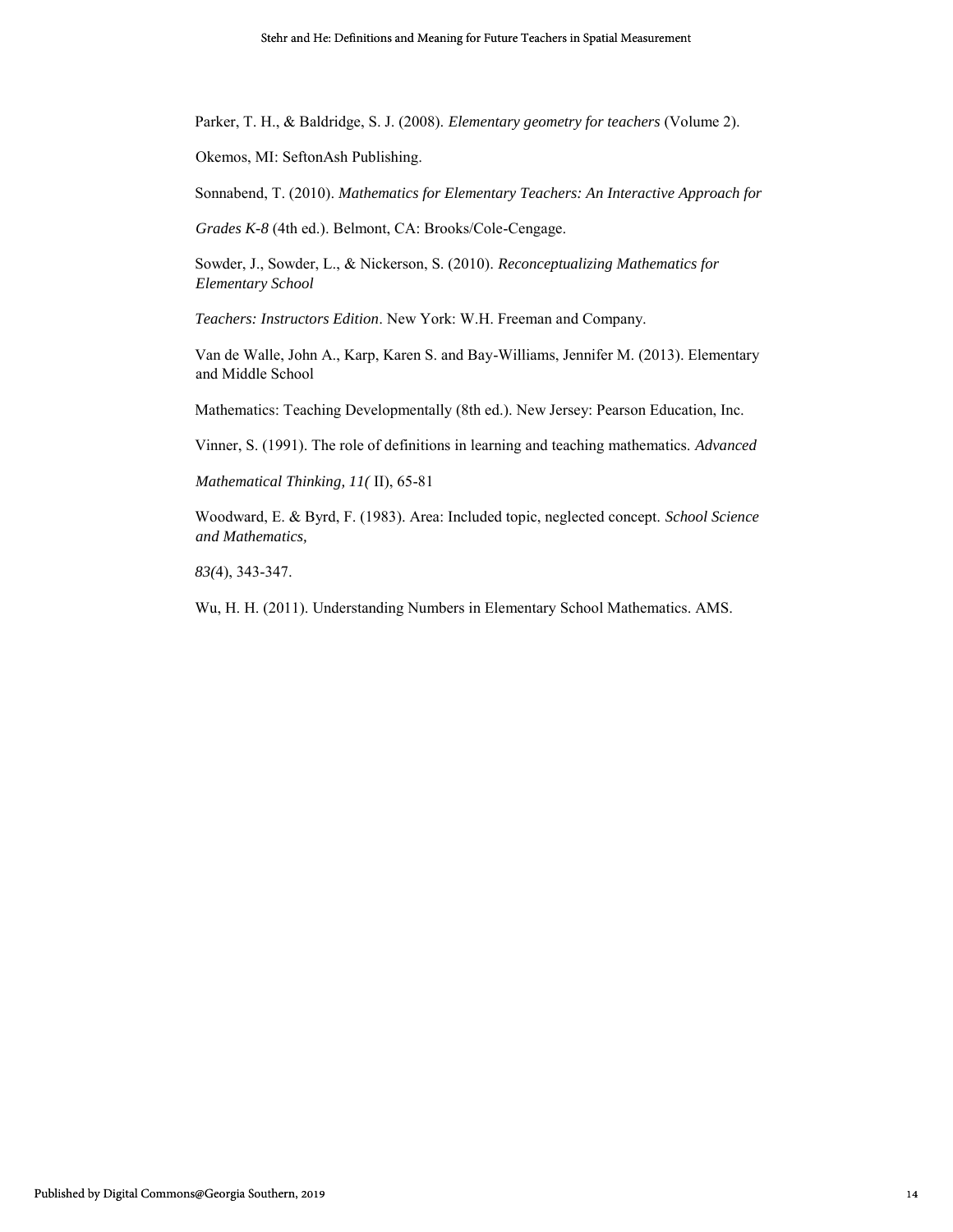Parker, T. H., & Baldridge, S. J. (2008). *Elementary geometry for teachers* (Volume 2). Okemos, MI: SeftonAsh Publishing.

Sonnabend, T. (2010). *Mathematics for Elementary Teachers: An Interactive Approach for Grades K-8* (4th ed.). Belmont, CA: Brooks/Cole-Cengage.

Sowder, J., Sowder, L., & Nickerson, S. (2010). *Reconceptualizing Mathematics for Elementary School Teachers: Instructors Edition*. New York: W.H. Freeman and Company.

Van de Walle, John A., Karp, Karen S. and Bay-Williams, Jennifer M. (2013). Elementary and Middle School Mathematics: Teaching Developmentally (8th ed.). New Jersey: Pearson Education, Inc.

Vinner, S. (1991). The role of definitions in learning and teaching mathematics. *Advanced Mathematical Thinking, 11(* II), 65-81

Woodward, E. & Byrd, F. (1983). Area: Included topic, neglected concept. *School Science and Mathematics, 83(*4), 343-347.

Wu, H. H. (2011). Understanding Numbers in Elementary School Mathematics. AMS.